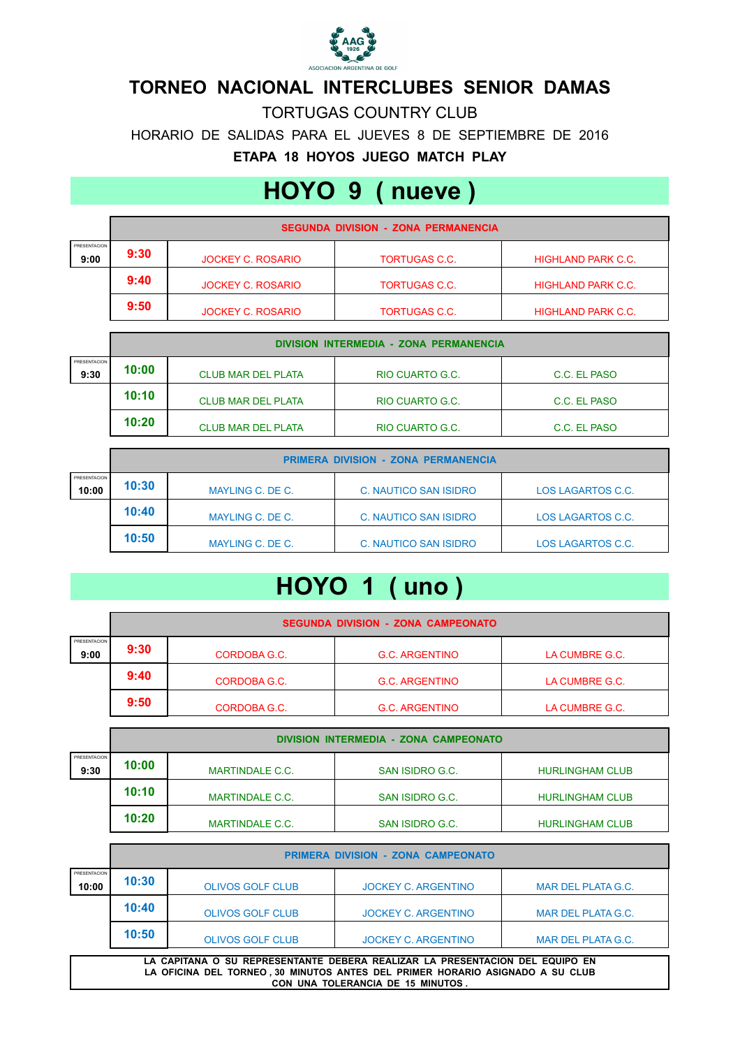AAG 1926 ASOCIACION ARGENTINA DE GOLF

# TORNEO NACIONAL INTERCLUBES SENIOR DAMAS

TORTUGAS COUNTRY CLUB

HORARIO DE SALIDAS PARA EL JUEVES 8 DE SEPTIEMBRE DE 2016

**ETAPA 18 HOYOS JUEGO MATCH PLAY**

## HOYO 9 ( nueve )

| PRESENTACION | | SEGUNDA DIVISION - ZONA PERMANENCIA | | |
|---|---|---|---|---|
| 9:00 | 9:30 | JOCKEY C. ROSARIO | TORTUGAS C.C. | HIGHLAND PARK C.C. |
| | 9:40 | JOCKEY C. ROSARIO | TORTUGAS C.C. | HIGHLAND PARK C.C. |
| | 9:50 | JOCKEY C. ROSARIO | TORTUGAS C.C. | HIGHLAND PARK C.C. |

| PRESENTACION | | DIVISION INTERMEDIA - ZONA PERMANENCIA | | |
|---|---|---|---|---|
| 9:30 | 10:00 | CLUB MAR DEL PLATA | RIO CUARTO G.C. | C.C. EL PASO |
| | 10:10 | CLUB MAR DEL PLATA | RIO CUARTO G.C. | C.C. EL PASO |
| | 10:20 | CLUB MAR DEL PLATA | RIO CUARTO G.C. | C.C. EL PASO |

| PRESENTACION | | PRIMERA DIVISION - ZONA PERMANENCIA | | |
|---|---|---|---|---|
| 10:00 | 10:30 | MAYLING C. DE C. | C. NAUTICO SAN ISIDRO | LOS LAGARTOS C.C. |
| | 10:40 | MAYLING C. DE C. | C. NAUTICO SAN ISIDRO | LOS LAGARTOS C.C. |
| | 10:50 | MAYLING C. DE C. | C. NAUTICO SAN ISIDRO | LOS LAGARTOS C.C. |

## HOYO 1 ( uno )

| PRESENTACION | | SEGUNDA DIVISION - ZONA CAMPEONATO | | |
|---|---|---|---|---|
| 9:00 | 9:30 | CORDOBA G.C. | G.C. ARGENTINO | LA CUMBRE G.C. |
| | 9:40 | CORDOBA G.C. | G.C. ARGENTINO | LA CUMBRE G.C. |
| | 9:50 | CORDOBA G.C. | G.C. ARGENTINO | LA CUMBRE G.C. |

| PRESENTACION | | DIVISION INTERMEDIA - ZONA CAMPEONATO | | |
|---|---|---|---|---|
| 9:30 | 10:00 | MARTINDALE C.C. | SAN ISIDRO G.C. | HURLINGHAM CLUB |
| | 10:10 | MARTINDALE C.C. | SAN ISIDRO G.C. | HURLINGHAM CLUB |
| | 10:20 | MARTINDALE C.C. | SAN ISIDRO G.C. | HURLINGHAM CLUB |

| PRESENTACION | | PRIMERA DIVISION - ZONA CAMPEONATO | | |
|---|---|---|---|---|
| 10:00 | 10:30 | OLIVOS GOLF CLUB | JOCKEY C. ARGENTINO | MAR DEL PLATA G.C. |
| | 10:40 | OLIVOS GOLF CLUB | JOCKEY C. ARGENTINO | MAR DEL PLATA G.C. |
| | 10:50 | OLIVOS GOLF CLUB | JOCKEY C. ARGENTINO | MAR DEL PLATA G.C. |

**LA CAPITANA O SU REPRESENTANTE DEBERA REALIZAR LA PRESENTACION DEL EQUIPO EN LA OFICINA DEL TORNEO , 30 MINUTOS ANTES DEL PRIMER HORARIO ASIGNADO A SU CLUB CON UNA TOLERANCIA DE 15 MINUTOS .**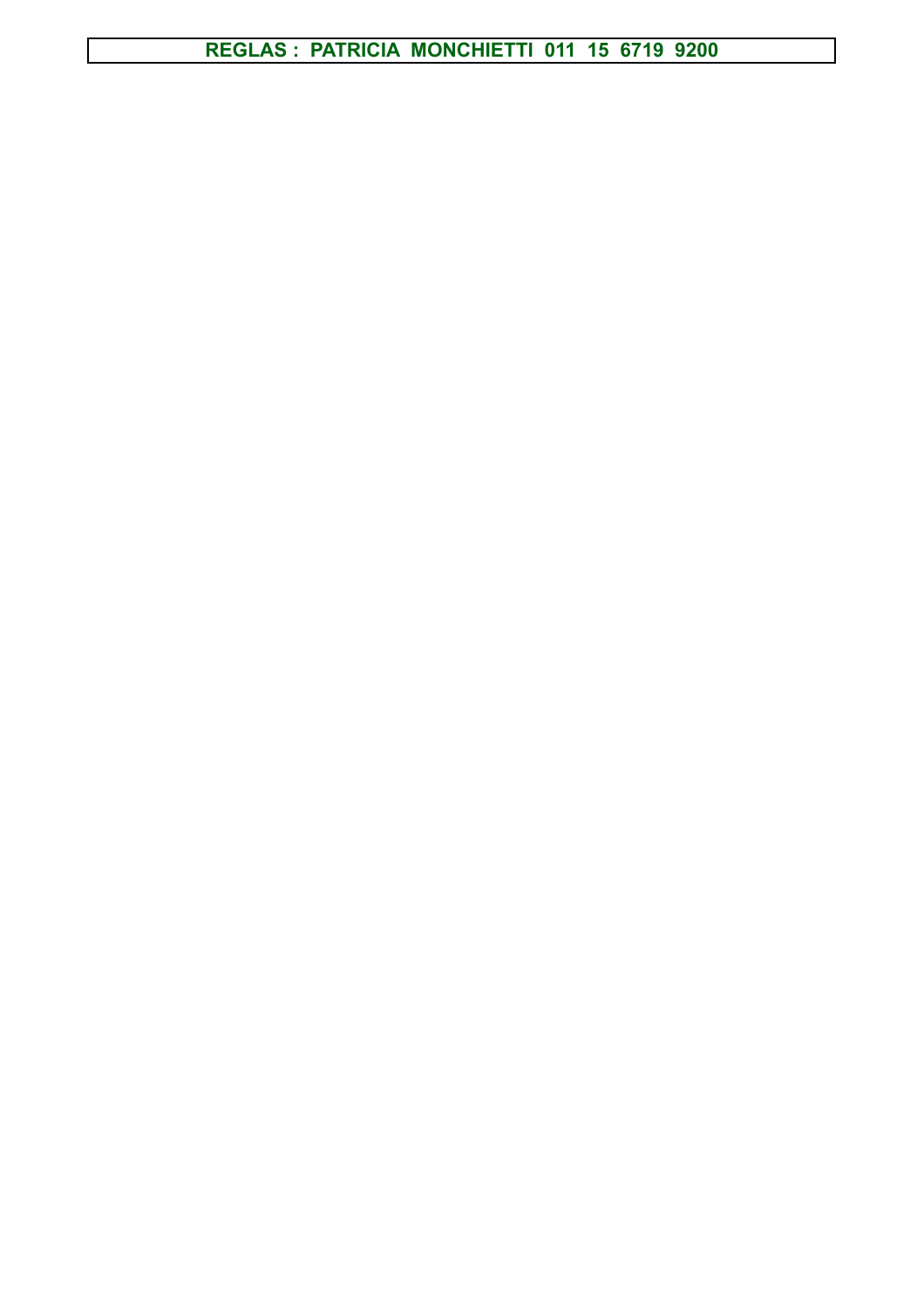**REGLAS : PATRICIA MONCHIETTI 011 15 6719 9200**